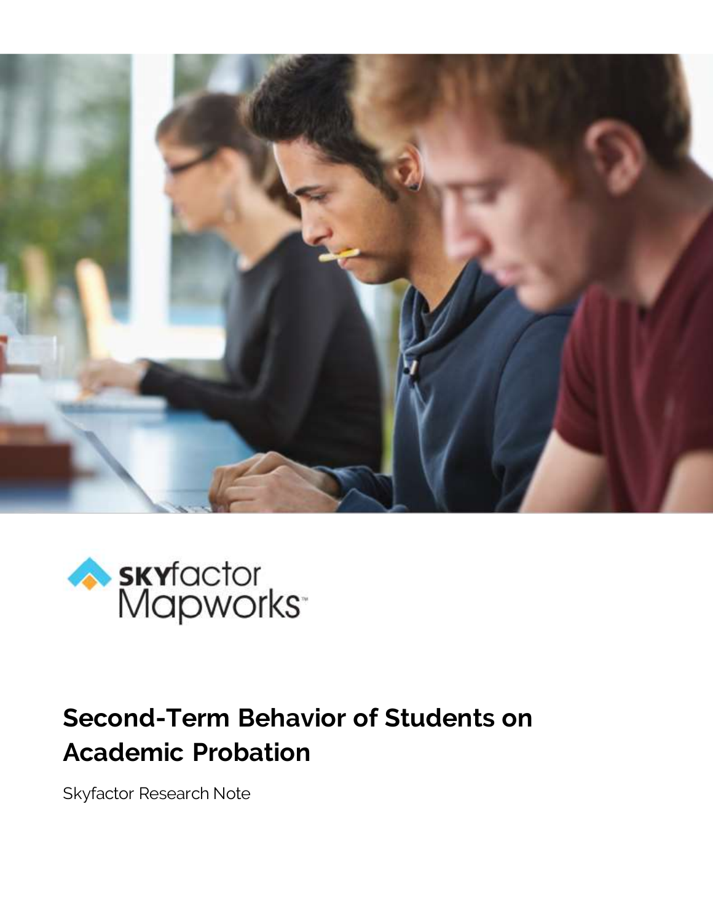SKYfactor Mapworks™

# Second-Term Behavior of Students on Academic Probation

Skyfactor Research Note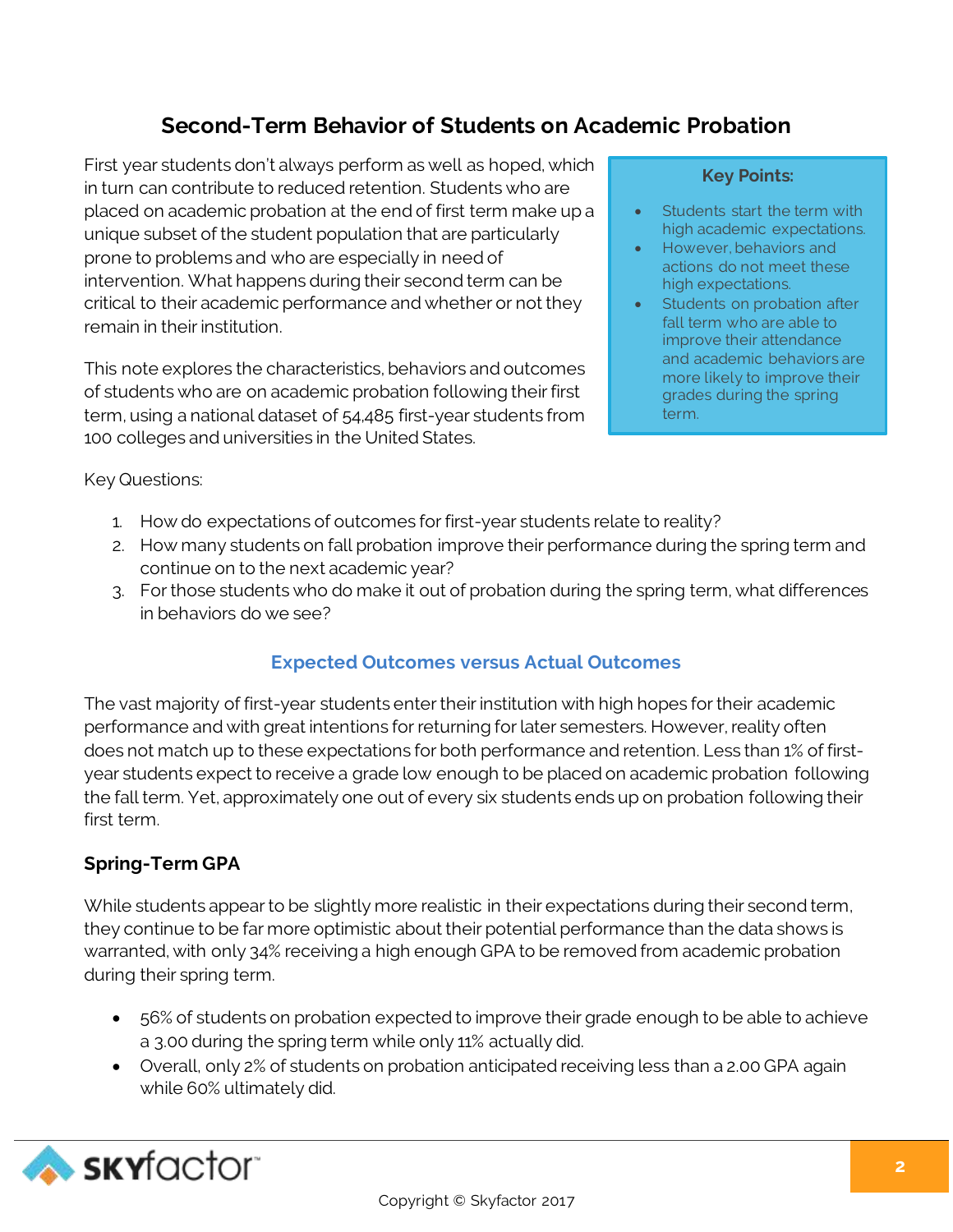## Second-Term Behavior of Students on Academic Probation

First year students don't always perform as well as hoped, which in turn can contribute to reduced retention. Students who are placed on academic probation at the end of first term make up a unique subset of the student population that are particularly prone to problems and who are especially in need of intervention. What happens during their second term can be critical to their academic performance and whether or not they remain in their institution.

This note explores the characteristics, behaviors and outcomes of students who are on academic probation following their first term, using a national dataset of 54,485 first-year students from 100 colleges and universities in the United States.

**Key Points:**

- Students start the term with high academic expectations.
- However, behaviors and actions do not meet these high expectations.
- Students on probation after fall term who are able to improve their attendance and academic behaviors are more likely to improve their grades during the spring term.

Key Questions:

1. How do expectations of outcomes for first-year students relate to reality?
2. How many students on fall probation improve their performance during the spring term and continue on to the next academic year?
3. For those students who do make it out of probation during the spring term, what differences in behaviors do we see?

### Expected Outcomes versus Actual Outcomes

The vast majority of first-year students enter their institution with high hopes for their academic performance and with great intentions for returning for later semesters. However, reality often does not match up to these expectations for both performance and retention. Less than 1% of first-year students expect to receive a grade low enough to be placed on academic probation following the fall term. Yet, approximately one out of every six students ends up on probation following their first term.

#### Spring-Term GPA

While students appear to be slightly more realistic in their expectations during their second term, they continue to be far more optimistic about their potential performance than the data shows is warranted, with only 34% receiving a high enough GPA to be removed from academic probation during their spring term.

- 56% of students on probation expected to improve their grade enough to be able to achieve a 3.00 during the spring term while only 11% actually did.
- Overall, only 2% of students on probation anticipated receiving less than a 2.00 GPA again while 60% ultimately did.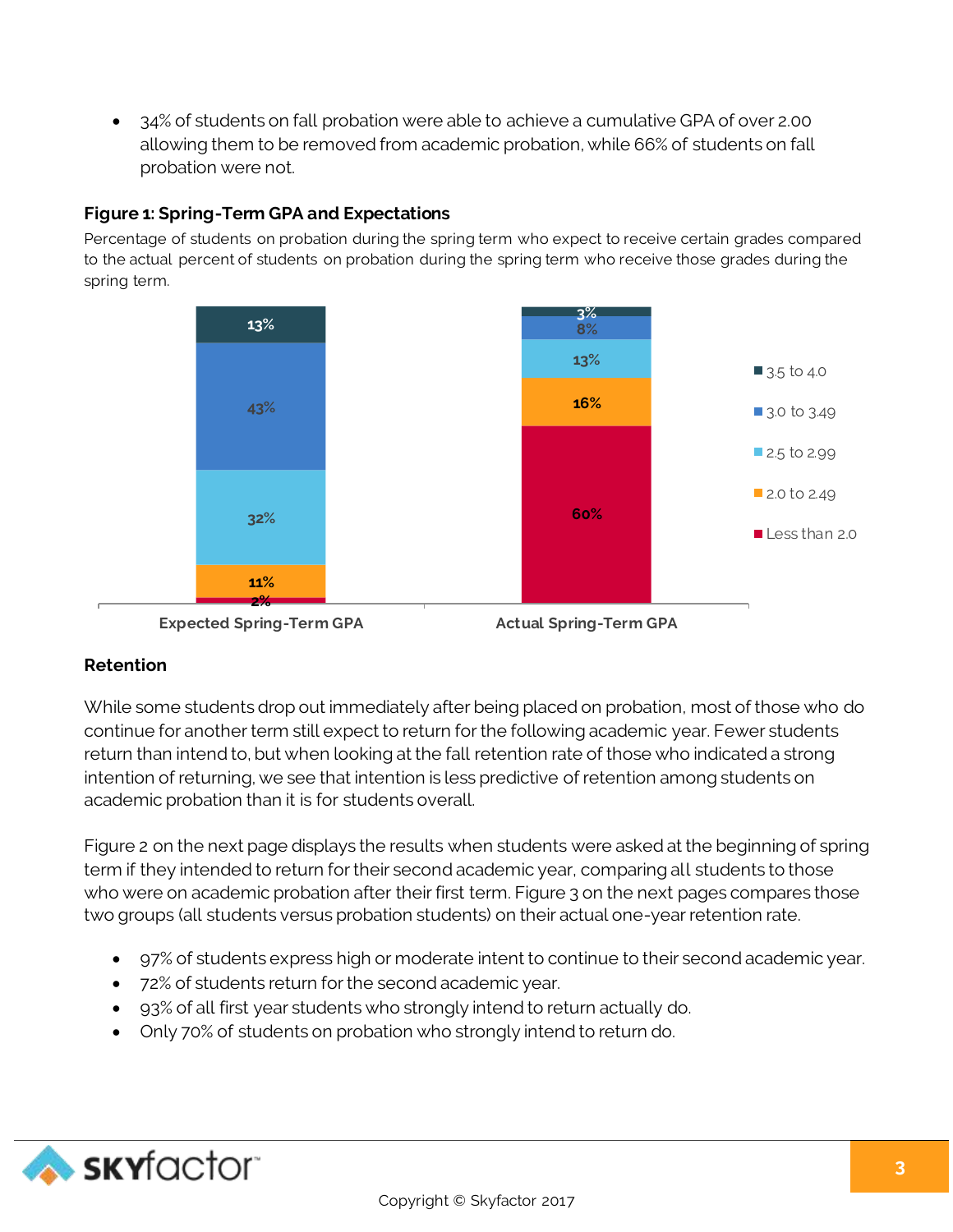- 34% of students on fall probation were able to achieve a cumulative GPA of over 2.00 allowing them to be removed from academic probation, while 66% of students on fall probation were not.

**Figure 1: Spring-Term GPA and Expectations**

Percentage of students on probation during the spring term who expect to receive certain grades compared to the actual percent of students on probation during the spring term who receive those grades during the spring term.

| | Expected Spring-Term GPA | Actual Spring-Term GPA |
|---|---|---|
| 3.5 to 4.0 | 13% | 3% |
| 3.0 to 3.49 | 43% | 8% |
| 2.5 to 2.99 | 32% | 13% |
| 2.0 to 2.49 | 11% | 16% |
| Less than 2.0 | 2% | 60% |

## Retention

While some students drop out immediately after being placed on probation, most of those who do continue for another term still expect to return for the following academic year. Fewer students return than intend to, but when looking at the fall retention rate of those who indicated a strong intention of returning, we see that intention is less predictive of retention among students on academic probation than it is for students overall.

Figure 2 on the next page displays the results when students were asked at the beginning of spring term if they intended to return for their second academic year, comparing all students to those who were on academic probation after their first term. Figure 3 on the next pages compares those two groups (all students versus probation students) on their actual one-year retention rate.

- 97% of students express high or moderate intent to continue to their second academic year.
- 72% of students return for the second academic year.
- 93% of all first year students who strongly intend to return actually do.
- Only 70% of students on probation who strongly intend to return do.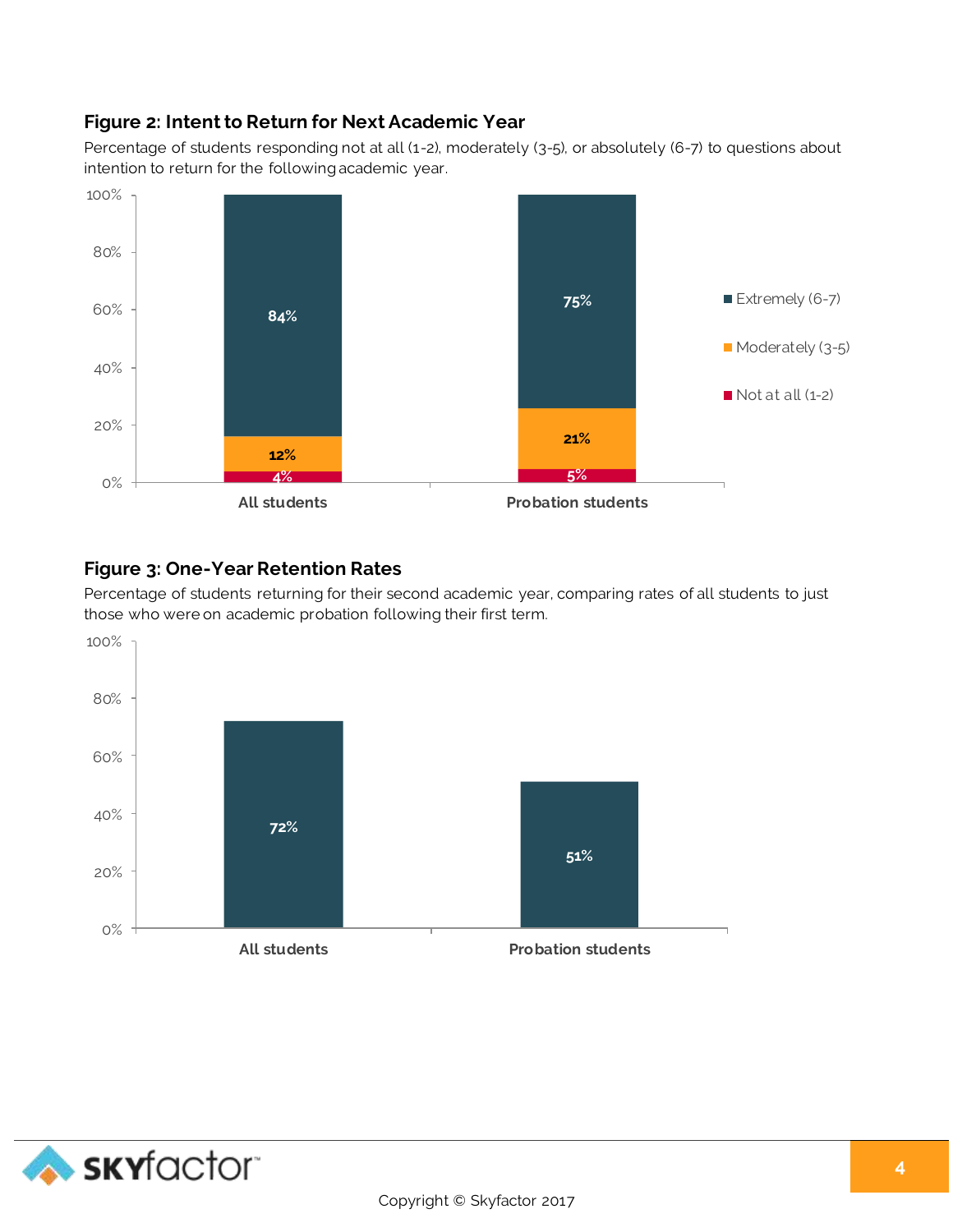### Figure 2: Intent to Return for Next Academic Year

Percentage of students responding not at all (1-2), moderately (3-5), or absolutely (6-7) to questions about intention to return for the following academic year.

| | Extremely (6-7) | Moderately (3-5) | Not at all (1-2) |
|---|---|---|---|
| All students | 84% | 12% | 4% |
| Probation students | 75% | 21% | 5% |

### Figure 3: One-Year Retention Rates

Percentage of students returning for their second academic year, comparing rates of all students to just those who were on academic probation following their first term.

| | Retention Rate |
|---|---|
| All students | 72% |
| Probation students | 51% |

Copyright © Skyfactor 2017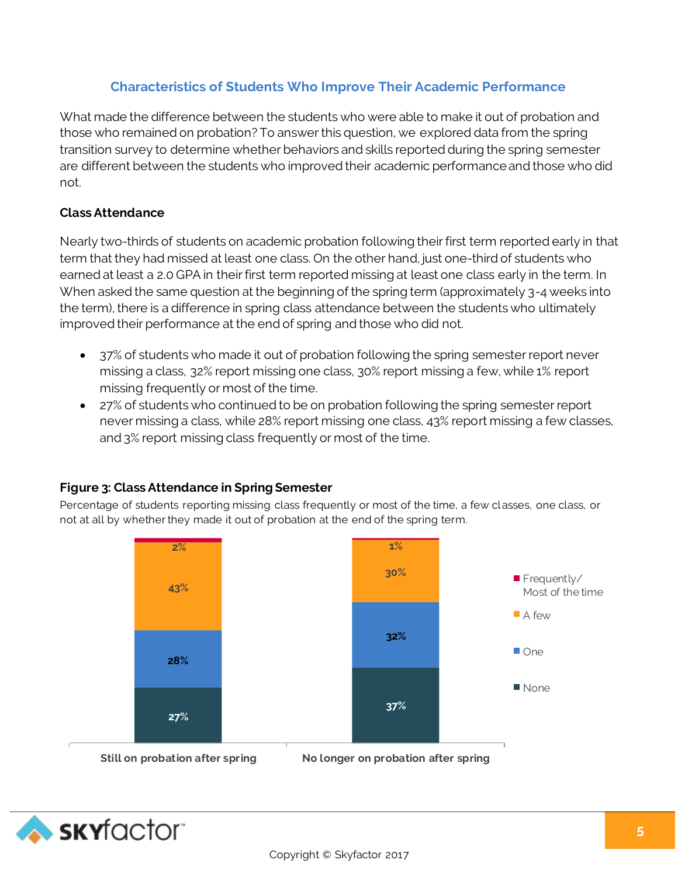## Characteristics of Students Who Improve Their Academic Performance

What made the difference between the students who were able to make it out of probation and those who remained on probation? To answer this question, we explored data from the spring transition survey to determine whether behaviors and skills reported during the spring semester are different between the students who improved their academic performance and those who did not.

### Class Attendance

Nearly two-thirds of students on academic probation following their first term reported early in that term that they had missed at least one class. On the other hand, just one-third of students who earned at least a 2.0 GPA in their first term reported missing at least one class early in the term. In When asked the same question at the beginning of the spring term (approximately 3-4 weeks into the term), there is a difference in spring class attendance between the students who ultimately improved their performance at the end of spring and those who did not.

- 37% of students who made it out of probation following the spring semester report never missing a class, 32% report missing one class, 30% report missing a few, while 1% report missing frequently or most of the time.
- 27% of students who continued to be on probation following the spring semester report never missing a class, while 28% report missing one class, 43% report missing a few classes, and 3% report missing class frequently or most of the time.

**Figure 3: Class Attendance in Spring Semester**

Percentage of students reporting missing class frequently or most of the time, a few classes, one class, or not at all by whether they made it out of probation at the end of the spring term.

| | Still on probation after spring | No longer on probation after spring |
|---|---|---|
| Frequently/ Most of the time | 2% | 1% |
| A few | 43% | 30% |
| One | 28% | 32% |
| None | 27% | 37% |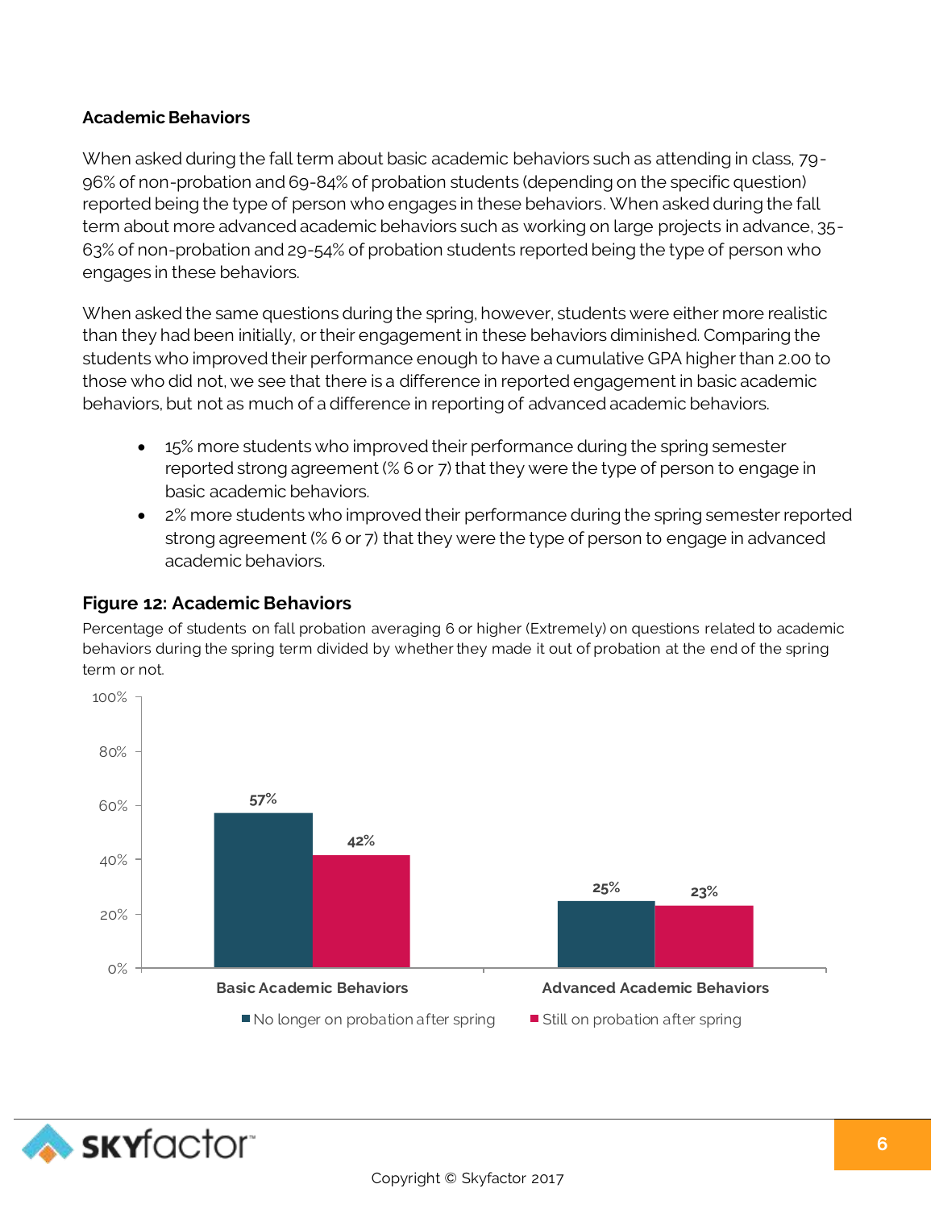**Academic Behaviors**

When asked during the fall term about basic academic behaviors such as attending in class, 79-96% of non-probation and 69-84% of probation students (depending on the specific question) reported being the type of person who engages in these behaviors. When asked during the fall term about more advanced academic behaviors such as working on large projects in advance, 35-63% of non-probation and 29-54% of probation students reported being the type of person who engages in these behaviors.

When asked the same questions during the spring, however, students were either more realistic than they had been initially, or their engagement in these behaviors diminished. Comparing the students who improved their performance enough to have a cumulative GPA higher than 2.00 to those who did not, we see that there is a difference in reported engagement in basic academic behaviors, but not as much of a difference in reporting of advanced academic behaviors.

- 15% more students who improved their performance during the spring semester reported strong agreement (% 6 or 7) that they were the type of person to engage in basic academic behaviors.
- 2% more students who improved their performance during the spring semester reported strong agreement (% 6 or 7) that they were the type of person to engage in advanced academic behaviors.

**Figure 12: Academic Behaviors**

Percentage of students on fall probation averaging 6 or higher (Extremely) on questions related to academic behaviors during the spring term divided by whether they made it out of probation at the end of the spring term or not.

| | No longer on probation after spring | Still on probation after spring |
|---|---|---|
| Basic Academic Behaviors | 57% | 42% |
| Advanced Academic Behaviors | 25% | 23% |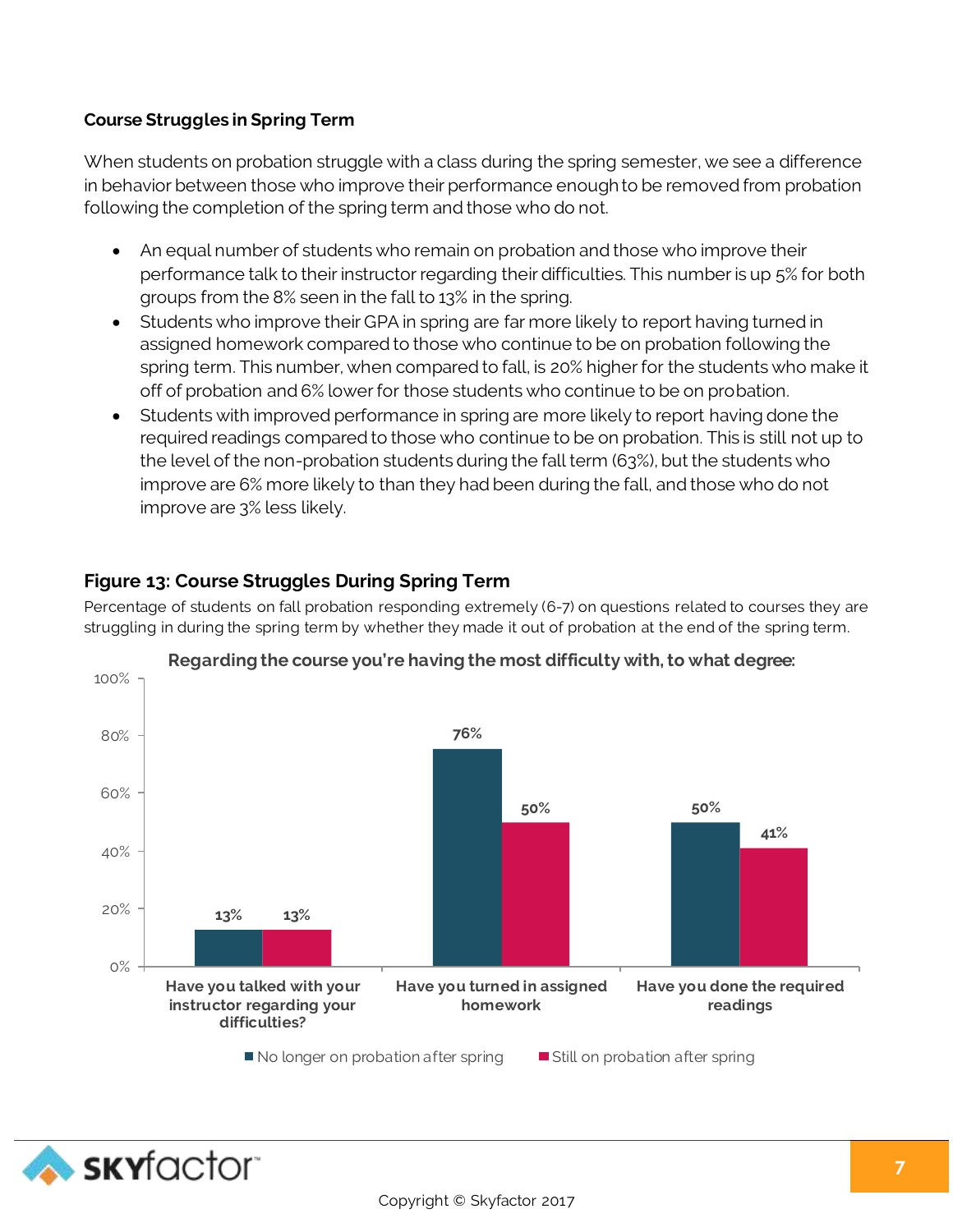### Course Struggles in Spring Term

When students on probation struggle with a class during the spring semester, we see a difference in behavior between those who improve their performance enough to be removed from probation following the completion of the spring term and those who do not.

- An equal number of students who remain on probation and those who improve their performance talk to their instructor regarding their difficulties. This number is up 5% for both groups from the 8% seen in the fall to 13% in the spring.
- Students who improve their GPA in spring are far more likely to report having turned in assigned homework compared to those who continue to be on probation following the spring term. This number, when compared to fall, is 20% higher for the students who make it off of probation and 6% lower for those students who continue to be on probation.
- Students with improved performance in spring are more likely to report having done the required readings compared to those who continue to be on probation. This is still not up to the level of the non-probation students during the fall term (63%), but the students who improve are 6% more likely to than they had been during the fall, and those who do not improve are 3% less likely.

### Figure 13: Course Struggles During Spring Term

Percentage of students on fall probation responding extremely (6-7) on questions related to courses they are struggling in during the spring term by whether they made it out of probation at the end of the spring term.

**Regarding the course you're having the most difficulty with, to what degree:**

| | No longer on probation after spring | Still on probation after spring |
|---|---|---|
| Have you talked with your instructor regarding your difficulties? | 13% | 13% |
| Have you turned in assigned homework | 76% | 50% |
| Have you done the required readings | 50% | 41% |

Copyright © Skyfactor 2017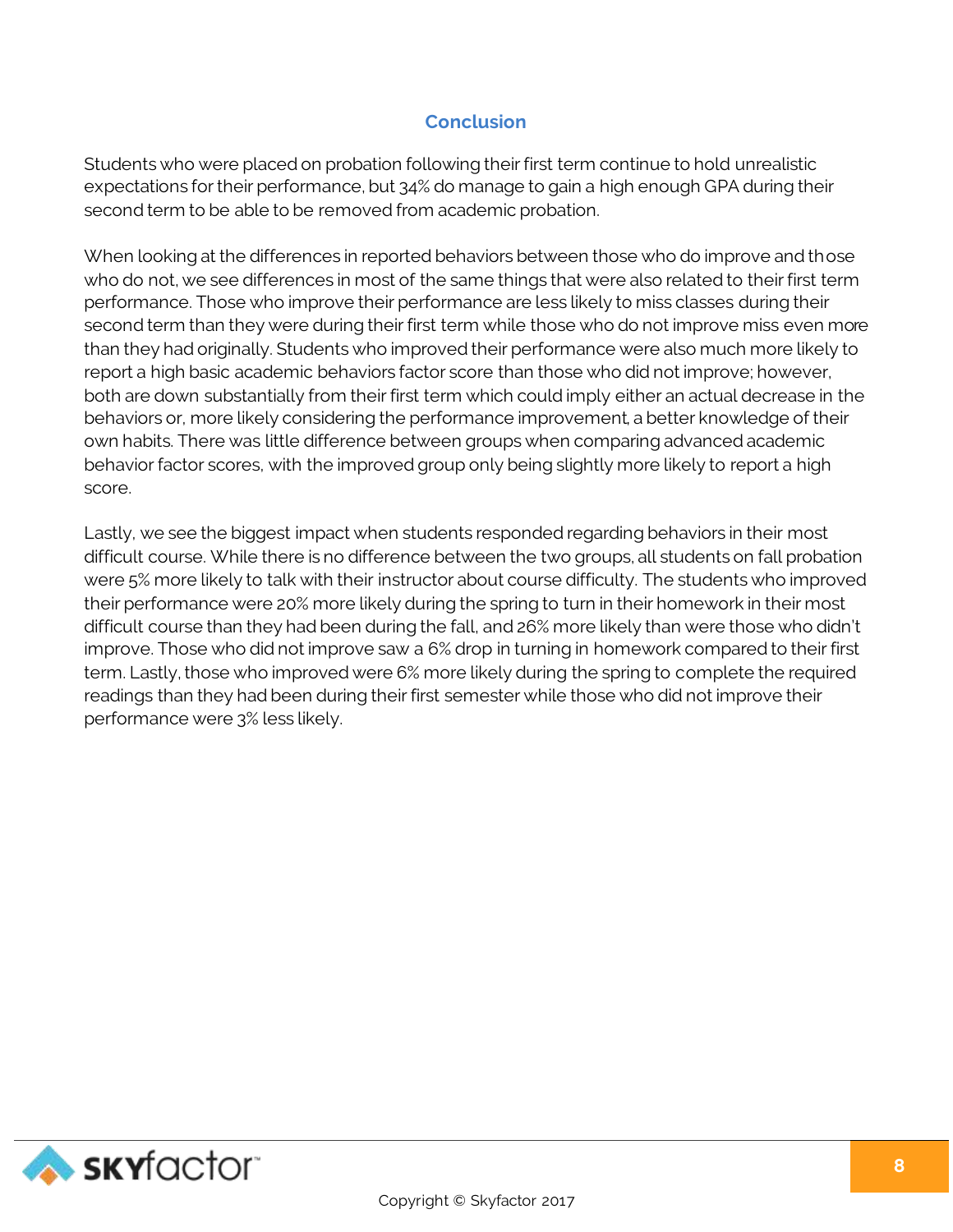## Conclusion

Students who were placed on probation following their first term continue to hold unrealistic expectations for their performance, but 34% do manage to gain a high enough GPA during their second term to be able to be removed from academic probation.

When looking at the differences in reported behaviors between those who do improve and those who do not, we see differences in most of the same things that were also related to their first term performance. Those who improve their performance are less likely to miss classes during their second term than they were during their first term while those who do not improve miss even more than they had originally. Students who improved their performance were also much more likely to report a high basic academic behaviors factor score than those who did not improve; however, both are down substantially from their first term which could imply either an actual decrease in the behaviors or, more likely considering the performance improvement, a better knowledge of their own habits. There was little difference between groups when comparing advanced academic behavior factor scores, with the improved group only being slightly more likely to report a high score.

Lastly, we see the biggest impact when students responded regarding behaviors in their most difficult course. While there is no difference between the two groups, all students on fall probation were 5% more likely to talk with their instructor about course difficulty. The students who improved their performance were 20% more likely during the spring to turn in their homework in their most difficult course than they had been during the fall, and 26% more likely than were those who didn't improve. Those who did not improve saw a 6% drop in turning in homework compared to their first term. Lastly, those who improved were 6% more likely during the spring to complete the required readings than they had been during their first semester while those who did not improve their performance were 3% less likely.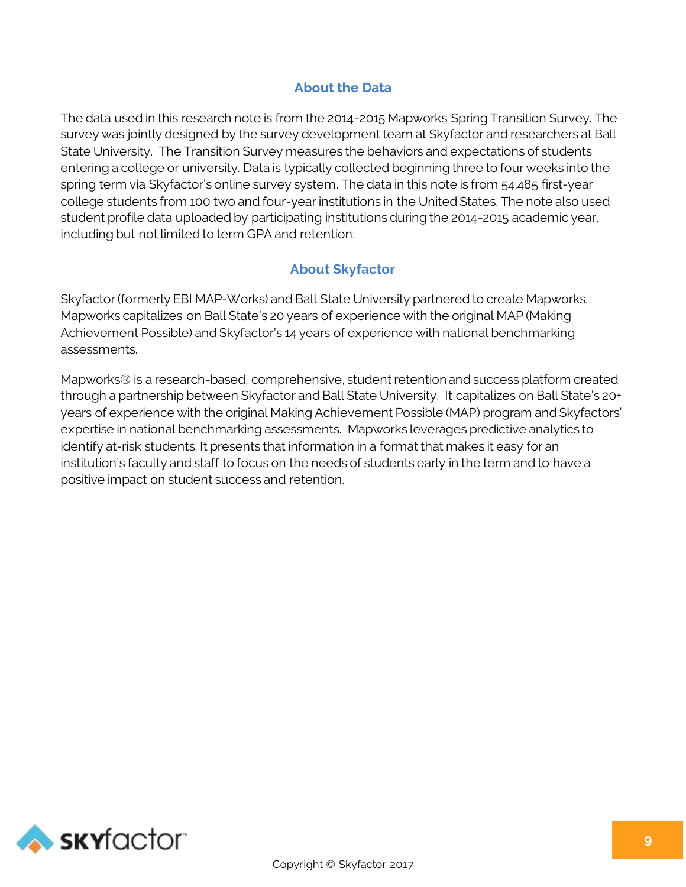## About the Data

The data used in this research note is from the 2014-2015 Mapworks Spring Transition Survey. The survey was jointly designed by the survey development team at Skyfactor and researchers at Ball State University. The Transition Survey measures the behaviors and expectations of students entering a college or university. Data is typically collected beginning three to four weeks into the spring term via Skyfactor's online survey system. The data in this note is from 54,485 first-year college students from 100 two and four-year institutions in the United States. The note also used student profile data uploaded by participating institutions during the 2014-2015 academic year, including but not limited to term GPA and retention.

## About Skyfactor

Skyfactor (formerly EBI MAP-Works) and Ball State University partnered to create Mapworks. Mapworks capitalizes on Ball State's 20 years of experience with the original MAP (Making Achievement Possible) and Skyfactor's 14 years of experience with national benchmarking assessments.

Mapworks® is a research-based, comprehensive, student retention and success platform created through a partnership between Skyfactor and Ball State University. It capitalizes on Ball State's 20+ years of experience with the original Making Achievement Possible (MAP) program and Skyfactors' expertise in national benchmarking assessments. Mapworks leverages predictive analytics to identify at-risk students. It presents that information in a format that makes it easy for an institution's faculty and staff to focus on the needs of students early in the term and to have a positive impact on student success and retention.

Copyright © Skyfactor 2017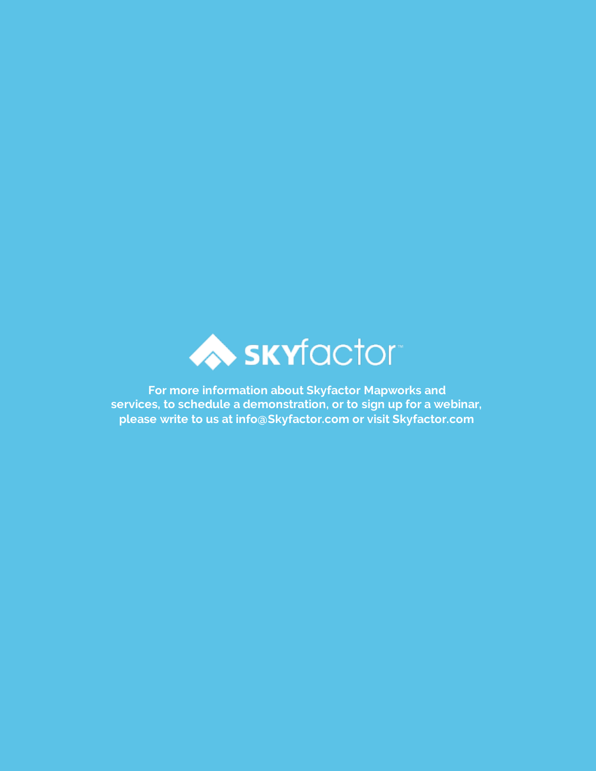**skyfactor**

**For more information about Skyfactor Mapworks and services, to schedule a demonstration, or to sign up for a webinar, please write to us at info@Skyfactor.com or visit Skyfactor.com**